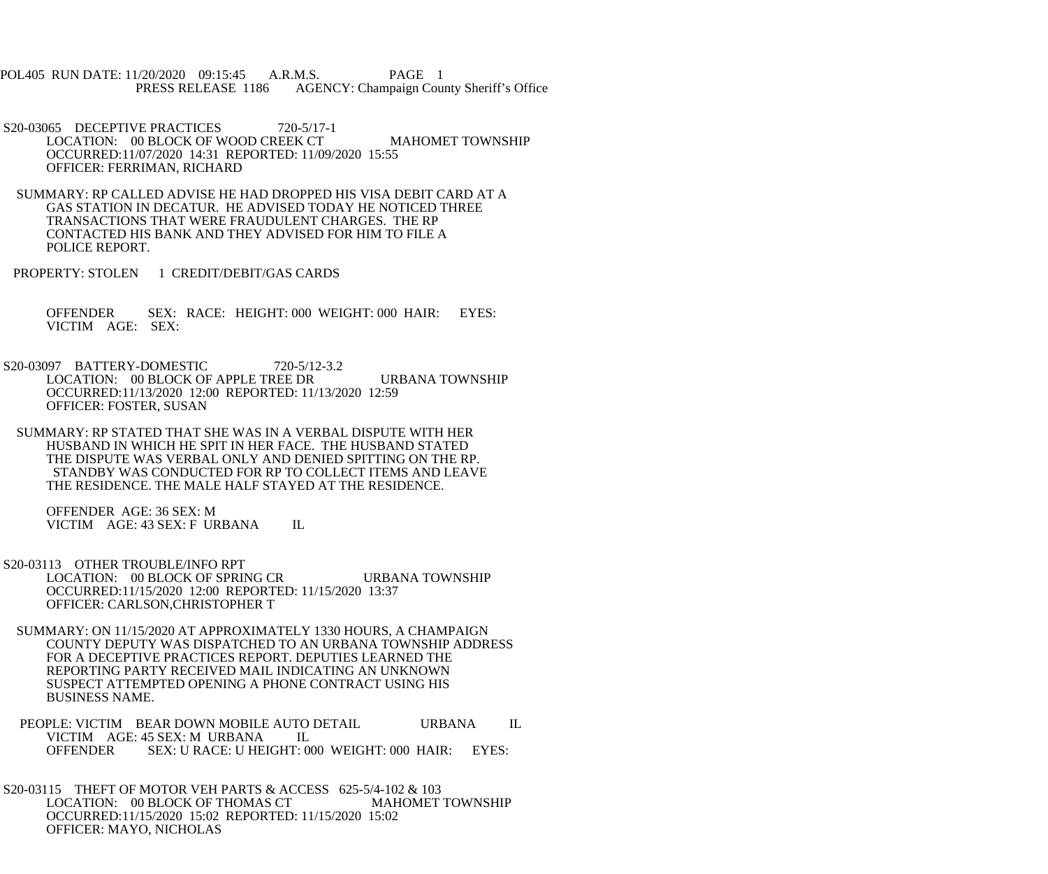POL405 RUN DATE: 11/20/2020 09:15:45 A.R.M.S. PAGE 1
PRESS RELEASE 1186 AGENCY: Champaign County Sheriff's Office

S20-03065 DECEPTIVE PRACTICES 720-5/17-1
LOCATION: 00 BLOCK OF WOOD CREEK CT MAHOMET TOWNSHIP
OCCURRED:11/07/2020 14:31 REPORTED: 11/09/2020 15:55
OFFICER: FERRIMAN, RICHARD

SUMMARY: RP CALLED ADVISE HE HAD DROPPED HIS VISA DEBIT CARD AT A GAS STATION IN DECATUR. HE ADVISED TODAY HE NOTICED THREE TRANSACTIONS THAT WERE FRAUDULENT CHARGES. THE RP CONTACTED HIS BANK AND THEY ADVISED FOR HIM TO FILE A POLICE REPORT.

PROPERTY: STOLEN 1 CREDIT/DEBIT/GAS CARDS

OFFENDER SEX: RACE: HEIGHT: 000 WEIGHT: 000 HAIR: EYES:
VICTIM AGE: SEX:

S20-03097 BATTERY-DOMESTIC 720-5/12-3.2
LOCATION: 00 BLOCK OF APPLE TREE DR URBANA TOWNSHIP
OCCURRED:11/13/2020 12:00 REPORTED: 11/13/2020 12:59
OFFICER: FOSTER, SUSAN

SUMMARY: RP STATED THAT SHE WAS IN A VERBAL DISPUTE WITH HER HUSBAND IN WHICH HE SPIT IN HER FACE. THE HUSBAND STATED THE DISPUTE WAS VERBAL ONLY AND DENIED SPITTING ON THE RP. STANDBY WAS CONDUCTED FOR RP TO COLLECT ITEMS AND LEAVE THE RESIDENCE. THE MALE HALF STAYED AT THE RESIDENCE.

OFFENDER AGE: 36 SEX: M
VICTIM AGE: 43 SEX: F URBANA IL

S20-03113 OTHER TROUBLE/INFO RPT
LOCATION: 00 BLOCK OF SPRING CR URBANA TOWNSHIP
OCCURRED:11/15/2020 12:00 REPORTED: 11/15/2020 13:37
OFFICER: CARLSON,CHRISTOPHER T

SUMMARY: ON 11/15/2020 AT APPROXIMATELY 1330 HOURS, A CHAMPAIGN COUNTY DEPUTY WAS DISPATCHED TO AN URBANA TOWNSHIP ADDRESS FOR A DECEPTIVE PRACTICES REPORT. DEPUTIES LEARNED THE REPORTING PARTY RECEIVED MAIL INDICATING AN UNKNOWN SUSPECT ATTEMPTED OPENING A PHONE CONTRACT USING HIS BUSINESS NAME.

PEOPLE: VICTIM BEAR DOWN MOBILE AUTO DETAIL URBANA IL
VICTIM AGE: 45 SEX: M URBANA IL
OFFENDER SEX: U RACE: U HEIGHT: 000 WEIGHT: 000 HAIR: EYES:

S20-03115 THEFT OF MOTOR VEH PARTS & ACCESS 625-5/4-102 & 103
LOCATION: 00 BLOCK OF THOMAS CT MAHOMET TOWNSHIP
OCCURRED:11/15/2020 15:02 REPORTED: 11/15/2020 15:02
OFFICER: MAYO, NICHOLAS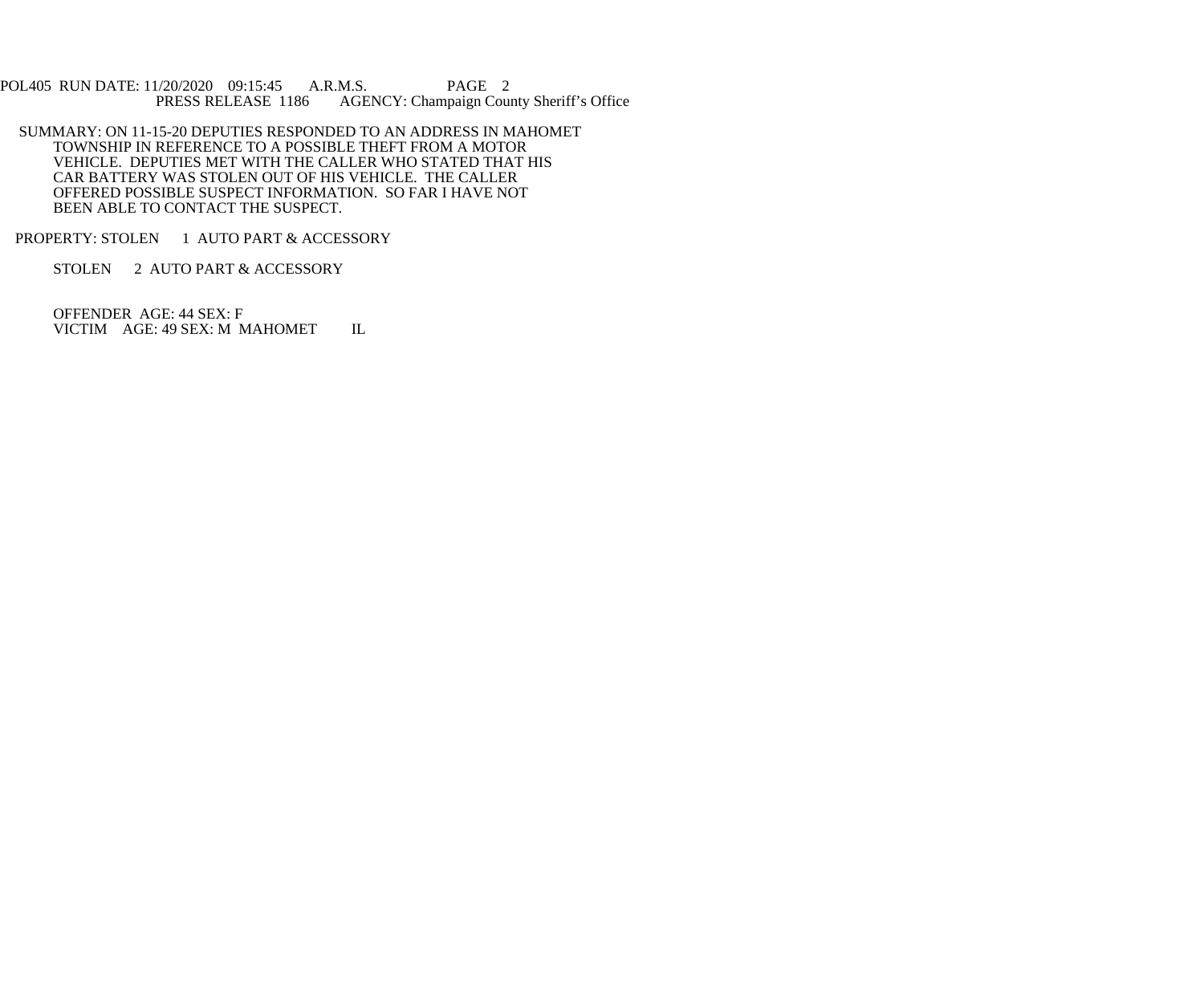SUMMARY: ON 11-15-20 DEPUTIES RESPONDED TO AN ADDRESS IN MAHOMET TOWNSHIP IN REFERENCE TO A POSSIBLE THEFT FROM A MOTOR VEHICLE. DEPUTIES MET WITH THE CALLER WHO STATED THAT HIS CAR BATTERY WAS STOLEN OUT OF HIS VEHICLE. THE CALLER OFFERED POSSIBLE SUSPECT INFORMATION. SO FAR I HAVE NOT BEEN ABLE TO CONTACT THE SUSPECT.

PROPERTY: STOLEN 1 AUTO PART & ACCESSORY

STOLEN 2 AUTO PART & ACCESSORY

OFFENDER AGE: 44 SEX: F
VICTIM AGE: 49 SEX: M MAHOMET IL